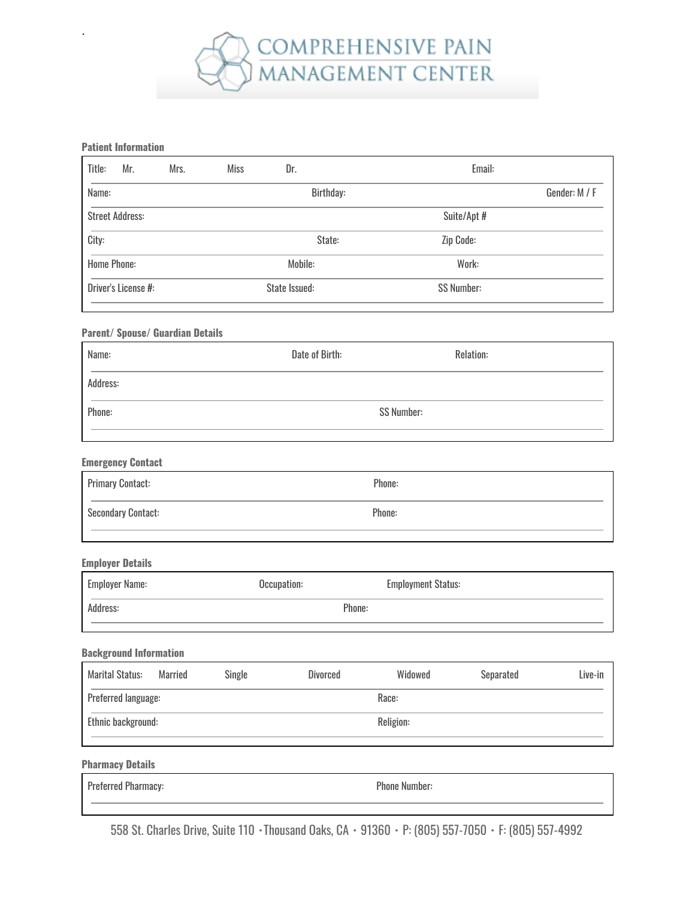# COMPREHENSIVE PAIN MANAGEMENT CENTER

**Patient Information**

Title: Mr. Mrs. Miss Dr. Email:

Name: Birthday: Gender: M / F

Street Address: Suite/Apt #

City: State: Zip Code:

Home Phone: Mobile: Work:

Driver's License #: State Issued: SS Number:

**Parent/ Spouse/ Guardian Details**

Name: Date of Birth: Relation:

Address:

Phone: SS Number:

**Emergency Contact**

Primary Contact: Phone:

Secondary Contact: Phone:

**Employer Details**

Employer Name: Occupation: Employment Status:

Address: Phone:

**Background Information**

Marital Status: Married Single Divorced Widowed Separated Live-in

Preferred language: Race:

Ethnic background: Religion:

**Pharmacy Details**

Preferred Pharmacy: Phone Number:

558 St. Charles Drive, Suite 110 • Thousand Oaks, CA • 91360 • P: (805) 557-7050 • F: (805) 557-4992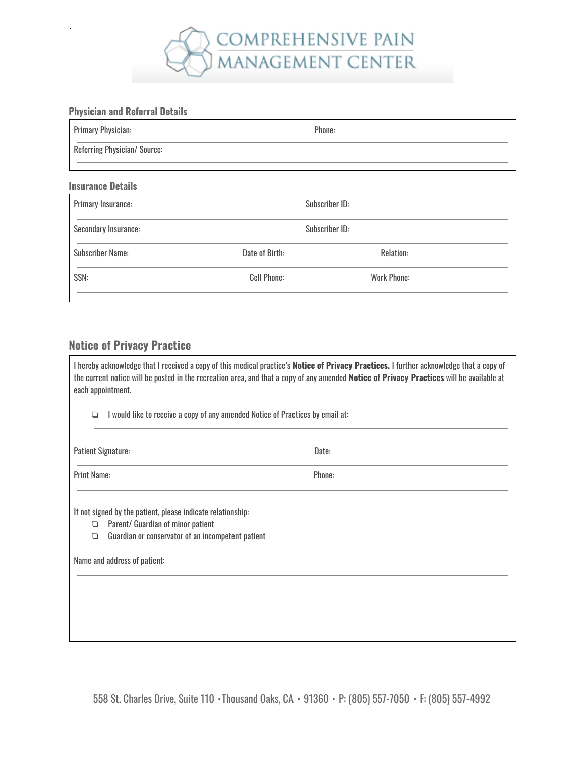COMPREHENSIVE PAIN MANAGEMENT CENTER

### Physician and Referral Details

Primary Physician: Phone:

Referring Physician/ Source:

### Insurance Details

Primary Insurance: Subscriber ID:

Secondary Insurance: Subscriber ID:

Subscriber Name: Date of Birth: Relation:

SSN: Cell Phone: Work Phone:

## Notice of Privacy Practice

I hereby acknowledge that I received a copy of this medical practice's **Notice of Privacy Practices.** I further acknowledge that a copy of the current notice will be posted in the recreation area, and that a copy of any amended **Notice of Privacy Practices** will be available at each appointment.

- ❏ I would like to receive a copy of any amended Notice of Practices by email at:

Patient Signature: Date:

Print Name: Phone:

If not signed by the patient, please indicate relationship:

- ❏ Parent/ Guardian of minor patient
- ❏ Guardian or conservator of an incompetent patient

Name and address of patient:

558 St. Charles Drive, Suite 110 · Thousand Oaks, CA · 91360 · P: (805) 557-7050 · F: (805) 557-4992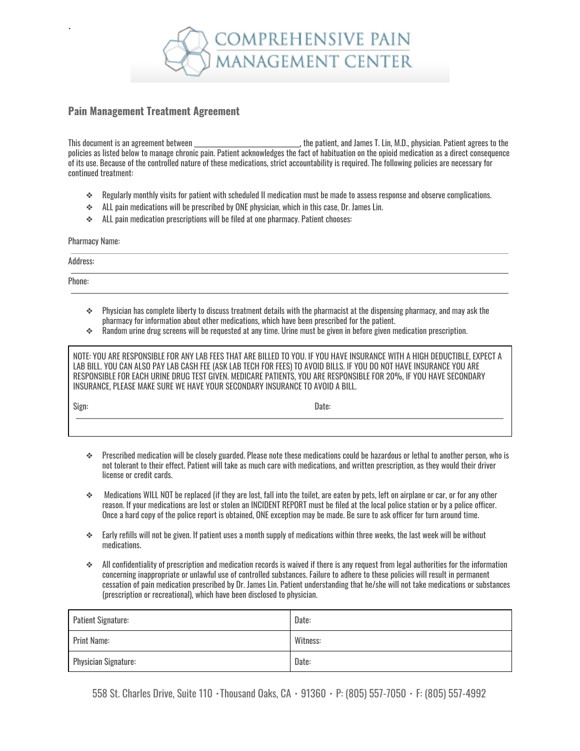# COMPREHENSIVE PAIN MANAGEMENT CENTER

## Pain Management Treatment Agreement

This document is an agreement between ___________________________, the patient, and James T. Lin, M.D., physician. Patient agrees to the policies as listed below to manage chronic pain. Patient acknowledges the fact of habituation on the opioid medication as a direct consequence of its use. Because of the controlled nature of these medications, strict accountability is required. The following policies are necessary for continued treatment:

- Regularly monthly visits for patient with scheduled II medication must be made to assess response and observe complications.
- ALL pain medications will be prescribed by ONE physician, which in this case, Dr. James Lin.
- ALL pain medication prescriptions will be filed at one pharmacy. Patient chooses:

Pharmacy Name:

Address:

Phone:

- Physician has complete liberty to discuss treatment details with the pharmacist at the dispensing pharmacy, and may ask the pharmacy for information about other medications, which have been prescribed for the patient.
- Random urine drug screens will be requested at any time. Urine must be given in before given medication prescription.

NOTE: YOU ARE RESPONSIBLE FOR ANY LAB FEES THAT ARE BILLED TO YOU. IF YOU HAVE INSURANCE WITH A HIGH DEDUCTIBLE, EXPECT A LAB BILL. YOU CAN ALSO PAY LAB CASH FEE (ASK LAB TECH FOR FEES) TO AVOID BILLS. IF YOU DO NOT HAVE INSURANCE YOU ARE RESPONSIBLE FOR EACH URINE DRUG TEST GIVEN. MEDICARE PATIENTS, YOU ARE RESPONSIBLE FOR 20%, IF YOU HAVE SECONDARY INSURANCE, PLEASE MAKE SURE WE HAVE YOUR SECONDARY INSURANCE TO AVOID A BILL.

Sign: Date:

- Prescribed medication will be closely guarded. Please note these medications could be hazardous or lethal to another person, who is not tolerant to their effect. Patient will take as much care with medications, and written prescription, as they would their driver license or credit cards.
- Medications WILL NOT be replaced (if they are lost, fall into the toilet, are eaten by pets, left on airplane or car, or for any other reason. If your medications are lost or stolen an INCIDENT REPORT must be filed at the local police station or by a police officer. Once a hard copy of the police report is obtained, ONE exception may be made. Be sure to ask officer for turn around time.
- Early refills will not be given. If patient uses a month supply of medications within three weeks, the last week will be without medications.
- All confidentiality of prescription and medication records is waived if there is any request from legal authorities for the information concerning inappropriate or unlawful use of controlled substances. Failure to adhere to these policies will result in permanent cessation of pain medication prescribed by Dr. James Lin. Patient understanding that he/she will not take medications or substances (prescription or recreational), which have been disclosed to physician.

| Patient Signature: | Date: |
|---|---|
| Print Name: | Witness: |
| Physician Signature: | Date: |

558 St. Charles Drive, Suite 110 • Thousand Oaks, CA • 91360 • P: (805) 557-7050 • F: (805) 557-4992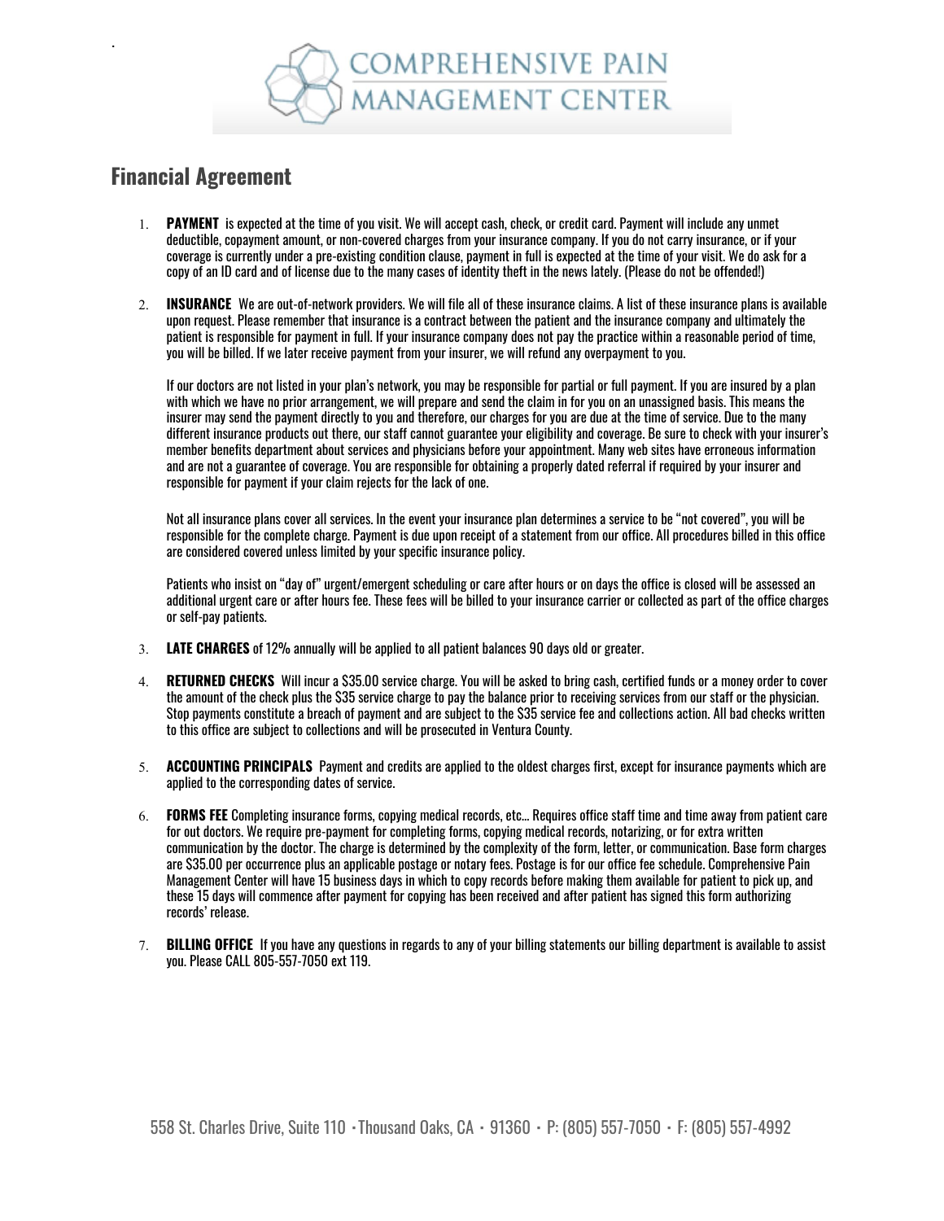COMPREHENSIVE PAIN MANAGEMENT CENTER

## Financial Agreement

1. **PAYMENT** is expected at the time of you visit. We will accept cash, check, or credit card. Payment will include any unmet deductible, copayment amount, or non-covered charges from your insurance company. If you do not carry insurance, or if your coverage is currently under a pre-existing condition clause, payment in full is expected at the time of your visit. We do ask for a copy of an ID card and of license due to the many cases of identity theft in the news lately. (Please do not be offended!)

2. **INSURANCE** We are out-of-network providers. We will file all of these insurance claims. A list of these insurance plans is available upon request. Please remember that insurance is a contract between the patient and the insurance company and ultimately the patient is responsible for payment in full. If your insurance company does not pay the practice within a reasonable period of time, you will be billed. If we later receive payment from your insurer, we will refund any overpayment to you.

   If our doctors are not listed in your plan's network, you may be responsible for partial or full payment. If you are insured by a plan with which we have no prior arrangement, we will prepare and send the claim in for you on an unassigned basis. This means the insurer may send the payment directly to you and therefore, our charges for you are due at the time of service. Due to the many different insurance products out there, our staff cannot guarantee your eligibility and coverage. Be sure to check with your insurer's member benefits department about services and physicians before your appointment. Many web sites have erroneous information and are not a guarantee of coverage. You are responsible for obtaining a properly dated referral if required by your insurer and responsible for payment if your claim rejects for the lack of one.

   Not all insurance plans cover all services. In the event your insurance plan determines a service to be "not covered", you will be responsible for the complete charge. Payment is due upon receipt of a statement from our office. All procedures billed in this office are considered covered unless limited by your specific insurance policy.

   Patients who insist on "day of" urgent/emergent scheduling or care after hours or on days the office is closed will be assessed an additional urgent care or after hours fee. These fees will be billed to your insurance carrier or collected as part of the office charges or self-pay patients.

3. **LATE CHARGES** of 12% annually will be applied to all patient balances 90 days old or greater.

4. **RETURNED CHECKS** Will incur a $35.00 service charge. You will be asked to bring cash, certified funds or a money order to cover the amount of the check plus the $35 service charge to pay the balance prior to receiving services from our staff or the physician. Stop payments constitute a breach of payment and are subject to the $35 service fee and collections action. All bad checks written to this office are subject to collections and will be prosecuted in Ventura County.

5. **ACCOUNTING PRINCIPALS** Payment and credits are applied to the oldest charges first, except for insurance payments which are applied to the corresponding dates of service.

6. **FORMS FEE** Completing insurance forms, copying medical records, etc... Requires office staff time and time away from patient care for out doctors. We require pre-payment for completing forms, copying medical records, notarizing, or for extra written communication by the doctor. The charge is determined by the complexity of the form, letter, or communication. Base form charges are $35.00 per occurrence plus an applicable postage or notary fees. Postage is for our office fee schedule. Comprehensive Pain Management Center will have 15 business days in which to copy records before making them available for patient to pick up, and these 15 days will commence after payment for copying has been received and after patient has signed this form authorizing records' release.

7. **BILLING OFFICE** If you have any questions in regards to any of your billing statements our billing department is available to assist you. Please CALL 805-557-7050 ext 119.

558 St. Charles Drive, Suite 110 • Thousand Oaks, CA • 91360 • P: (805) 557-7050 • F: (805) 557-4992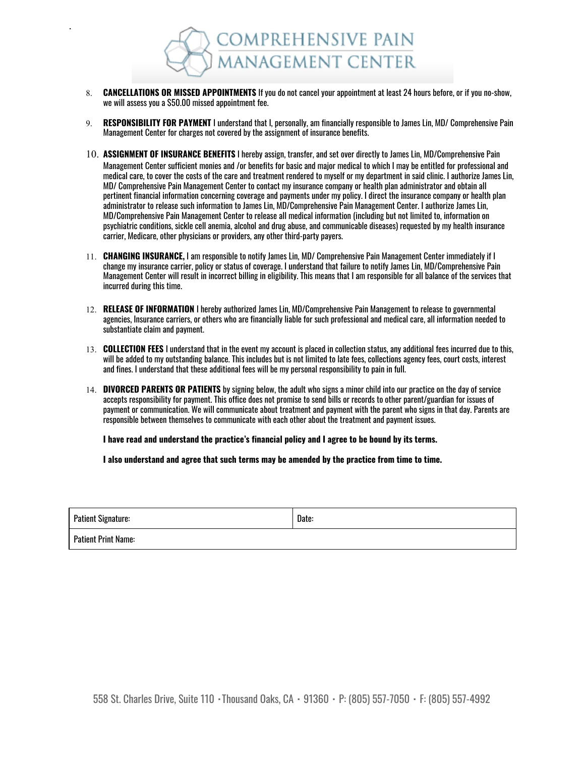# COMPREHENSIVE PAIN MANAGEMENT CENTER

8. **CANCELLATIONS OR MISSED APPOINTMENTS** If you do not cancel your appointment at least 24 hours before, or if you no-show, we will assess you a $50.00 missed appointment fee.

9. **RESPONSIBILITY FOR PAYMENT** I understand that I, personally, am financially responsible to James Lin, MD/ Comprehensive Pain Management Center for charges not covered by the assignment of insurance benefits.

10. **ASSIGNMENT OF INSURANCE BENEFITS** I hereby assign, transfer, and set over directly to James Lin, MD/Comprehensive Pain Management Center sufficient monies and /or benefits for basic and major medical to which I may be entitled for professional and medical care, to cover the costs of the care and treatment rendered to myself or my department in said clinic. I authorize James Lin, MD/ Comprehensive Pain Management Center to contact my insurance company or health plan administrator and obtain all pertinent financial information concerning coverage and payments under my policy. I direct the insurance company or health plan administrator to release such information to James Lin, MD/Comprehensive Pain Management Center. I authorize James Lin, MD/Comprehensive Pain Management Center to release all medical information (including but not limited to, information on psychiatric conditions, sickle cell anemia, alcohol and drug abuse, and communicable diseases) requested by my health insurance carrier, Medicare, other physicians or providers, any other third-party payers.

11. **CHANGING INSURANCE,** I am responsible to notify James Lin, MD/ Comprehensive Pain Management Center immediately if I change my insurance carrier, policy or status of coverage. I understand that failure to notify James Lin, MD/Comprehensive Pain Management Center will result in incorrect billing in eligibility. This means that I am responsible for all balance of the services that incurred during this time.

12. **RELEASE OF INFORMATION** I hereby authorized James Lin, MD/Comprehensive Pain Management to release to governmental agencies, Insurance carriers, or others who are financially liable for such professional and medical care, all information needed to substantiate claim and payment.

13. **COLLECTION FEES** I understand that in the event my account is placed in collection status, any additional fees incurred due to this, will be added to my outstanding balance. This includes but is not limited to late fees, collections agency fees, court costs, interest and fines. I understand that these additional fees will be my personal responsibility to pain in full.

14. **DIVORCED PARENTS OR PATIENTS** by signing below, the adult who signs a minor child into our practice on the day of service accepts responsibility for payment. This office does not promise to send bills or records to other parent/guardian for issues of payment or communication. We will communicate about treatment and payment with the parent who signs in that day. Parents are responsible between themselves to communicate with each other about the treatment and payment issues.

**I have read and understand the practice's financial policy and I agree to be bound by its terms.**

**I also understand and agree that such terms may be amended by the practice from time to time.**

| Patient Signature: | Date: |
| --- | --- |
| Patient Print Name: | |

558 St. Charles Drive, Suite 110 • Thousand Oaks, CA • 91360 • P: (805) 557-7050 • F: (805) 557-4992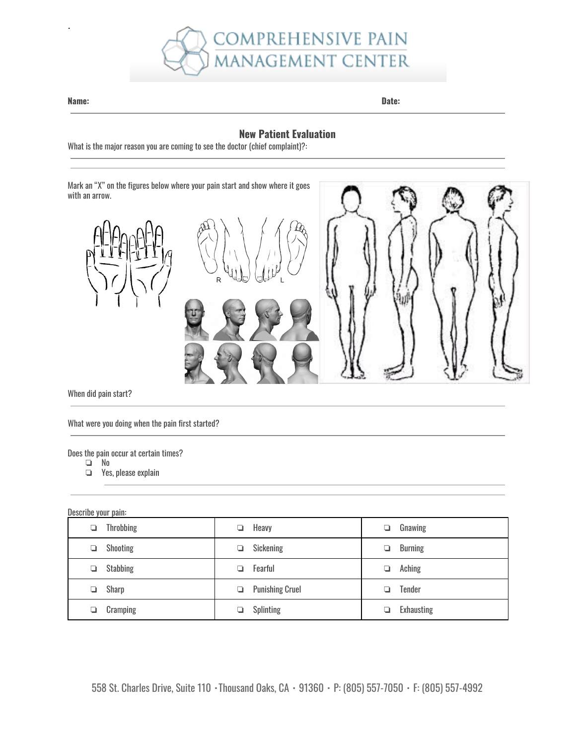# COMPREHENSIVE PAIN MANAGEMENT CENTER

**Name:** **Date:**

## New Patient Evaluation

What is the major reason you are coming to see the doctor (chief complaint)?:

Mark an "X" on the figures below where your pain start and show where it goes with an arrow.

R L

When did pain start?

What were you doing when the pain first started?

Does the pain occur at certain times?

- ❏ No
- ❏ Yes, please explain

Describe your pain:

| | | |
|---|---|---|
| ❏ Throbbing | ❏ Heavy | ❏ Gnawing |
| ❏ Shooting | ❏ Sickening | ❏ Burning |
| ❏ Stabbing | ❏ Fearful | ❏ Aching |
| ❏ Sharp | ❏ Punishing Cruel | ❏ Tender |
| ❏ Cramping | ❏ Splinting | ❏ Exhausting |

558 St. Charles Drive, Suite 110 · Thousand Oaks, CA · 91360 · P: (805) 557-7050 · F: (805) 557-4992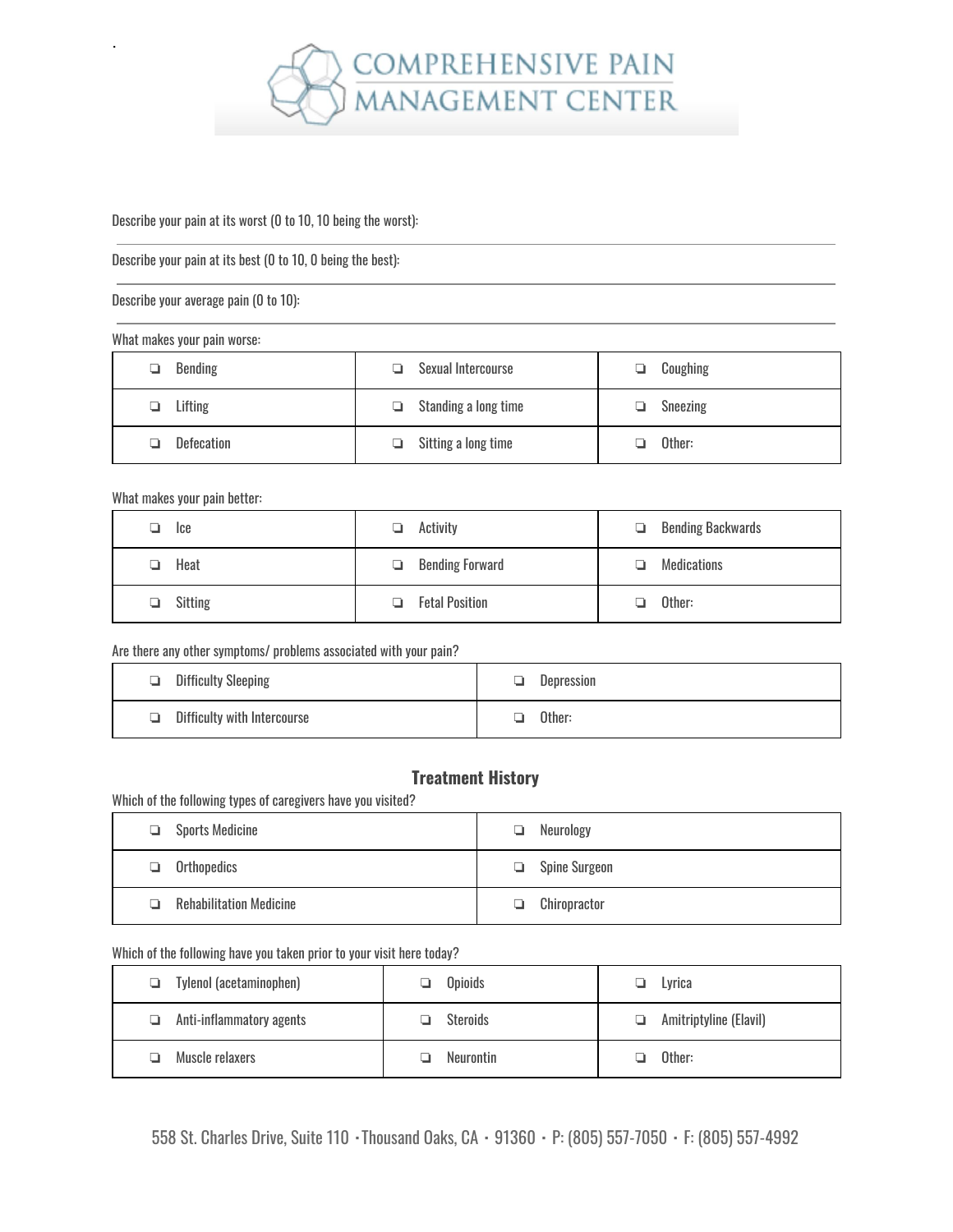# COMPREHENSIVE PAIN MANAGEMENT CENTER

Describe your pain at its worst (0 to 10, 10 being the worst):

Describe your pain at its best (0 to 10, 0 being the best):

Describe your average pain (0 to 10):

What makes your pain worse:

| | | |
|---|---|---|
| ❏ Bending | ❏ Sexual Intercourse | ❏ Coughing |
| ❏ Lifting | ❏ Standing a long time | ❏ Sneezing |
| ❏ Defecation | ❏ Sitting a long time | ❏ Other: |

What makes your pain better:

| | | |
|---|---|---|
| ❏ Ice | ❏ Activity | ❏ Bending Backwards |
| ❏ Heat | ❏ Bending Forward | ❏ Medications |
| ❏ Sitting | ❏ Fetal Position | ❏ Other: |

Are there any other symptoms/ problems associated with your pain?

| | |
|---|---|
| ❏ Difficulty Sleeping | ❏ Depression |
| ❏ Difficulty with Intercourse | ❏ Other: |

## Treatment History

Which of the following types of caregivers have you visited?

| | |
|---|---|
| ❏ Sports Medicine | ❏ Neurology |
| ❏ Orthopedics | ❏ Spine Surgeon |
| ❏ Rehabilitation Medicine | ❏ Chiropractor |

Which of the following have you taken prior to your visit here today?

| | | |
|---|---|---|
| ❏ Tylenol (acetaminophen) | ❏ Opioids | ❏ Lyrica |
| ❏ Anti-inflammatory agents | ❏ Steroids | ❏ Amitriptyline (Elavil) |
| ❏ Muscle relaxers | ❏ Neurontin | ❏ Other: |

558 St. Charles Drive, Suite 110 · Thousand Oaks, CA · 91360 · P: (805) 557-7050 · F: (805) 557-4992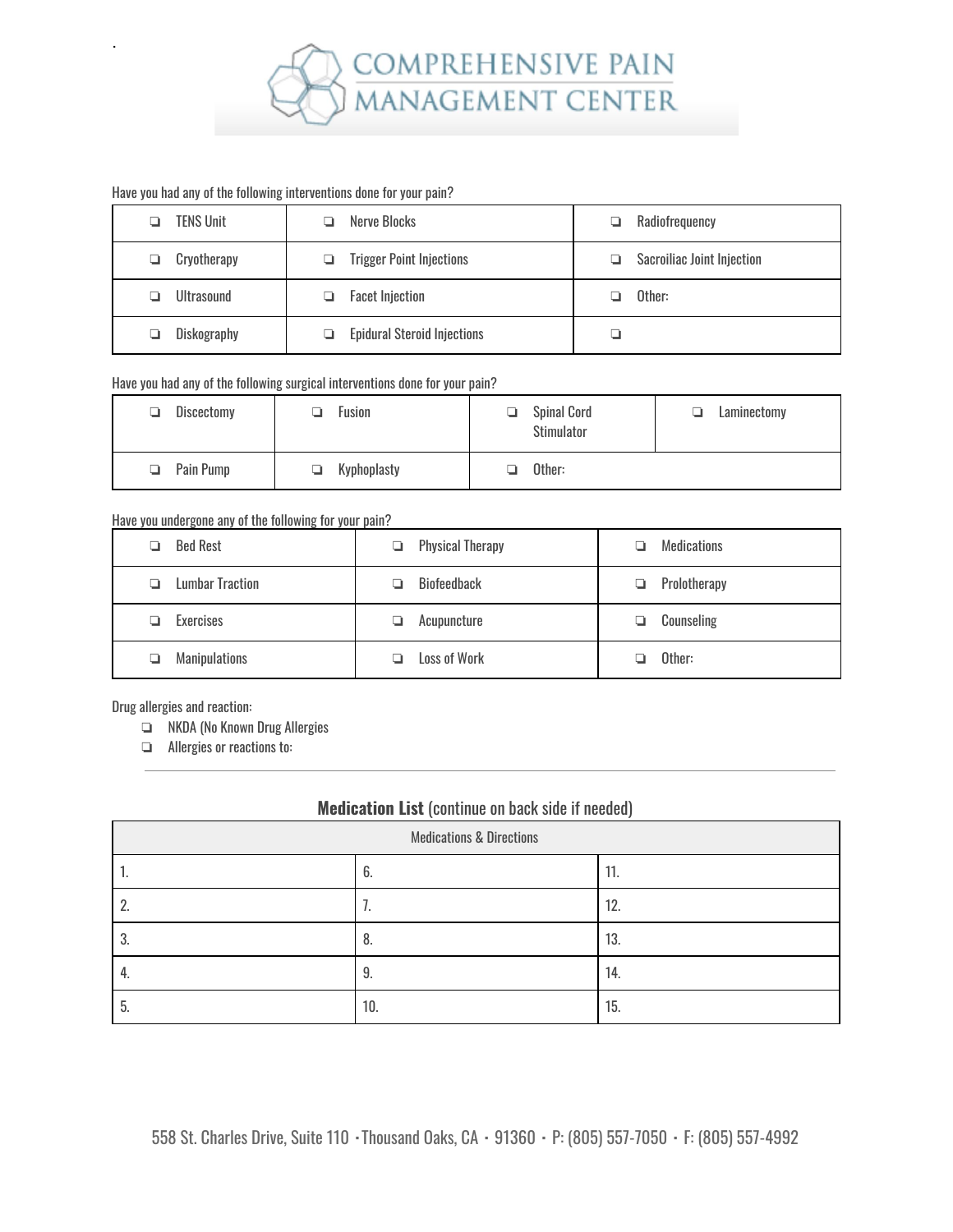# COMPREHENSIVE PAIN MANAGEMENT CENTER

Have you had any of the following interventions done for your pain?

| | | |
|---|---|---|
| ❏ TENS Unit | ❏ Nerve Blocks | ❏ Radiofrequency |
| ❏ Cryotherapy | ❏ Trigger Point Injections | ❏ Sacroiliac Joint Injection |
| ❏ Ultrasound | ❏ Facet Injection | ❏ Other: |
| ❏ Diskography | ❏ Epidural Steroid Injections | ❏ |

Have you had any of the following surgical interventions done for your pain?

| | | | |
|---|---|---|---|
| ❏ Discectomy | ❏ Fusion | ❏ Spinal Cord Stimulator | ❏ Laminectomy |
| ❏ Pain Pump | ❏ Kyphoplasty | ❏ Other: | |

Have you undergone any of the following for your pain?

| | | |
|---|---|---|
| ❏ Bed Rest | ❏ Physical Therapy | ❏ Medications |
| ❏ Lumbar Traction | ❏ Biofeedback | ❏ Prolotherapy |
| ❏ Exercises | ❏ Acupuncture | ❏ Counseling |
| ❏ Manipulations | ❏ Loss of Work | ❏ Other: |

Drug allergies and reaction:

- ❏ NKDA (No Known Drug Allergies
- ❏ Allergies or reactions to:

**Medication List** (continue on back side if needed)

| Medications & Directions | | |
|---|---|---|
| 1. | 6. | 11. |
| 2. | 7. | 12. |
| 3. | 8. | 13. |
| 4. | 9. | 14. |
| 5. | 10. | 15. |

558 St. Charles Drive, Suite 110 · Thousand Oaks, CA · 91360 · P: (805) 557-7050 · F: (805) 557-4992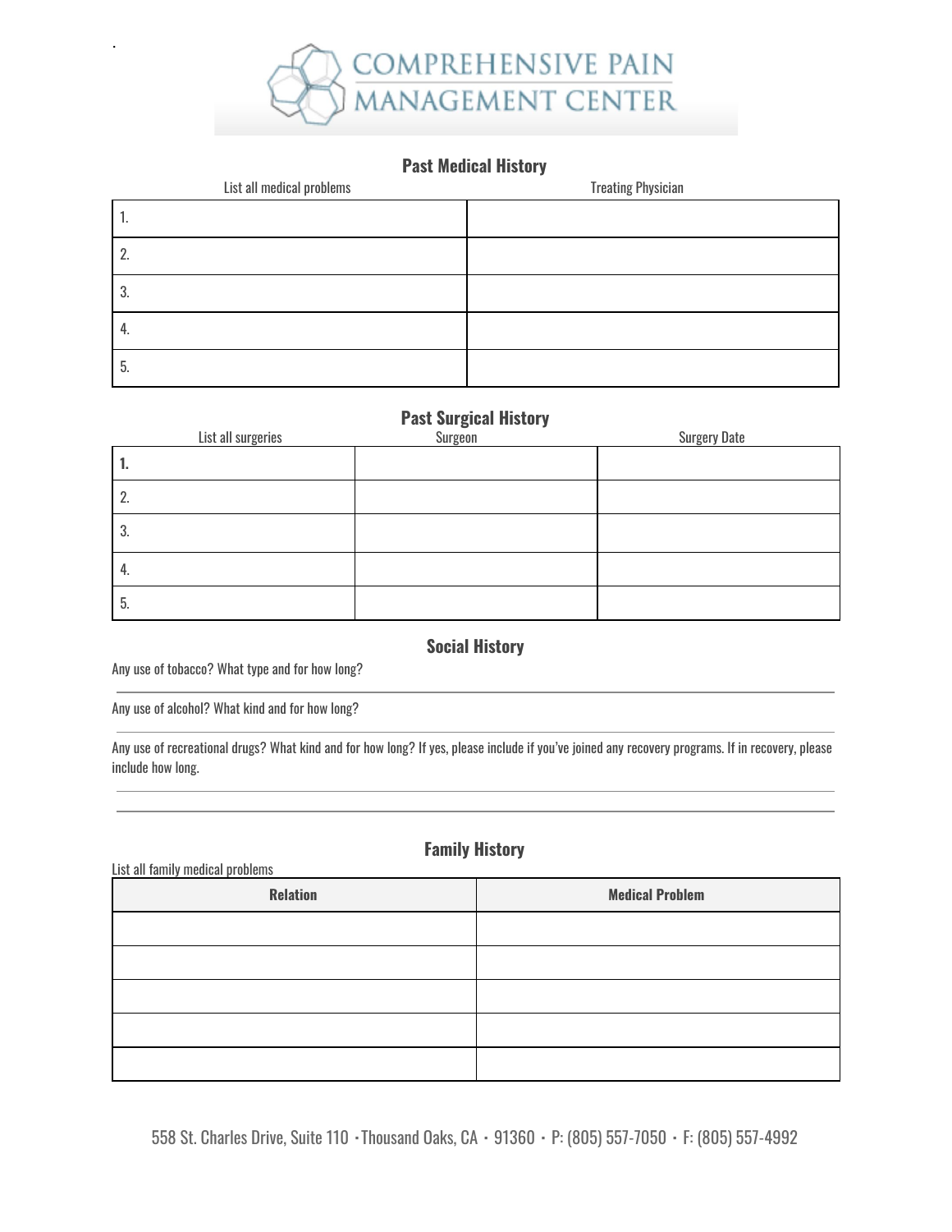# COMPREHENSIVE PAIN MANAGEMENT CENTER

## Past Medical History

| List all medical problems | Treating Physician |
|---|---|
| 1. | |
| 2. | |
| 3. | |
| 4. | |
| 5. | |

## Past Surgical History

| List all surgeries | Surgeon | Surgery Date |
|---|---|---|
| **1.** | | |
| 2. | | |
| 3. | | |
| 4. | | |
| 5. | | |

## Social History

Any use of tobacco? What type and for how long?

___

Any use of alcohol? What kind and for how long?

___

Any use of recreational drugs? What kind and for how long? If yes, please include if you've joined any recovery programs. If in recovery, please include how long.

___

___

## Family History

List all family medical problems

| Relation | Medical Problem |
|---|---|
| | |
| | |
| | |
| | |
| | |

558 St. Charles Drive, Suite 110 · Thousand Oaks, CA · 91360 · P: (805) 557-7050 · F: (805) 557-4992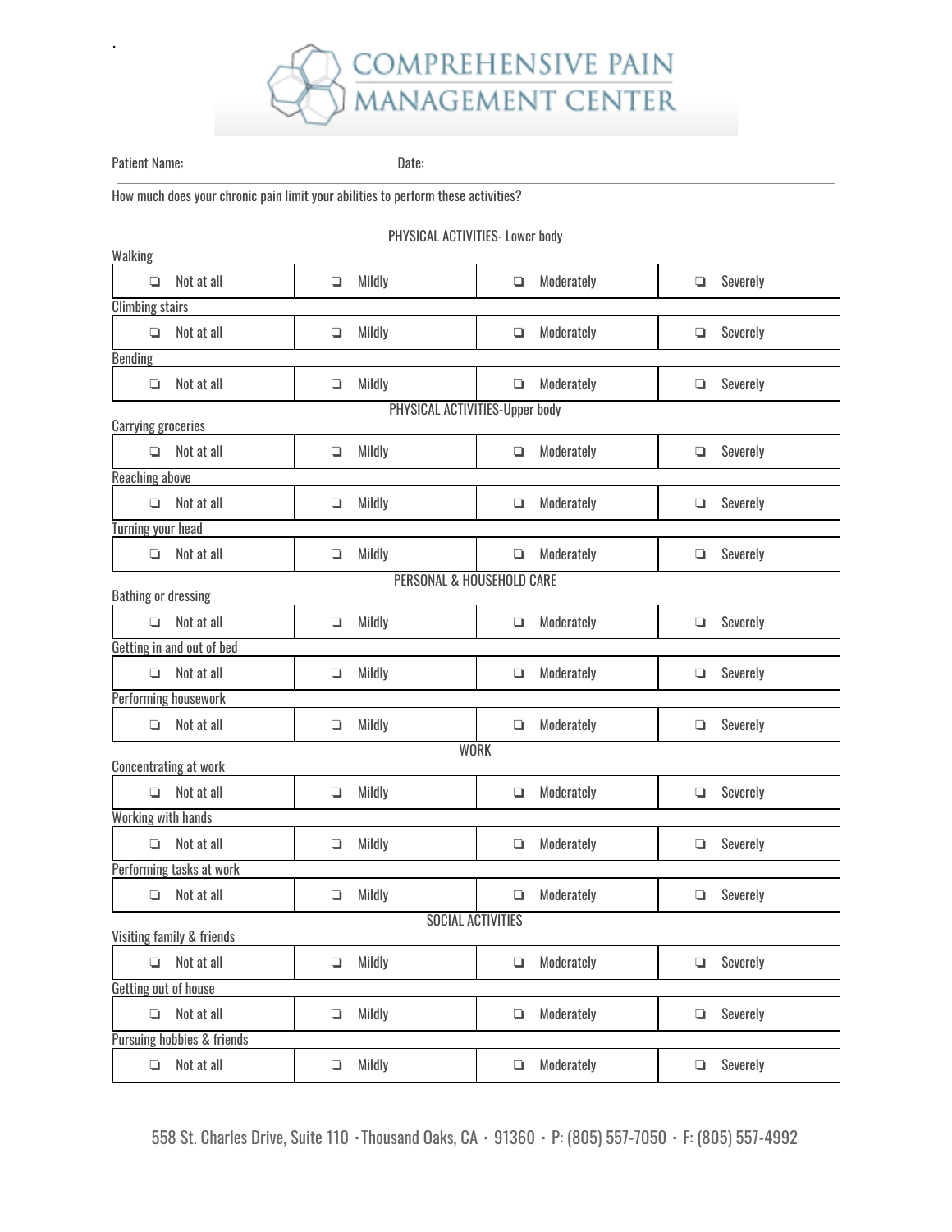# COMPREHENSIVE PAIN MANAGEMENT CENTER

Patient Name: Date:

How much does your chronic pain limit your abilities to perform these activities?

## PHYSICAL ACTIVITIES- Lower body

Walking

| ❏ Not at all | ❏ Mildly | ❏ Moderately | ❏ Severely |
|---|---|---|---|

Climbing stairs

| ❏ Not at all | ❏ Mildly | ❏ Moderately | ❏ Severely |
|---|---|---|---|

Bending

| ❏ Not at all | ❏ Mildly | ❏ Moderately | ❏ Severely |
|---|---|---|---|

## PHYSICAL ACTIVITIES-Upper body

Carrying groceries

| ❏ Not at all | ❏ Mildly | ❏ Moderately | ❏ Severely |
|---|---|---|---|

Reaching above

| ❏ Not at all | ❏ Mildly | ❏ Moderately | ❏ Severely |
|---|---|---|---|

Turning your head

| ❏ Not at all | ❏ Mildly | ❏ Moderately | ❏ Severely |
|---|---|---|---|

## PERSONAL & HOUSEHOLD CARE

Bathing or dressing

| ❏ Not at all | ❏ Mildly | ❏ Moderately | ❏ Severely |
|---|---|---|---|

Getting in and out of bed

| ❏ Not at all | ❏ Mildly | ❏ Moderately | ❏ Severely |
|---|---|---|---|

Performing housework

| ❏ Not at all | ❏ Mildly | ❏ Moderately | ❏ Severely |
|---|---|---|---|

## WORK

Concentrating at work

| ❏ Not at all | ❏ Mildly | ❏ Moderately | ❏ Severely |
|---|---|---|---|

Working with hands

| ❏ Not at all | ❏ Mildly | ❏ Moderately | ❏ Severely |
|---|---|---|---|

Performing tasks at work

| ❏ Not at all | ❏ Mildly | ❏ Moderately | ❏ Severely |
|---|---|---|---|

## SOCIAL ACTIVITIES

Visiting family & friends

| ❏ Not at all | ❏ Mildly | ❏ Moderately | ❏ Severely |
|---|---|---|---|

Getting out of house

| ❏ Not at all | ❏ Mildly | ❏ Moderately | ❏ Severely |
|---|---|---|---|

Pursuing hobbies & friends

| ❏ Not at all | ❏ Mildly | ❏ Moderately | ❏ Severely |
|---|---|---|---|

558 St. Charles Drive, Suite 110 • Thousand Oaks, CA • 91360 • P: (805) 557-7050 • F: (805) 557-4992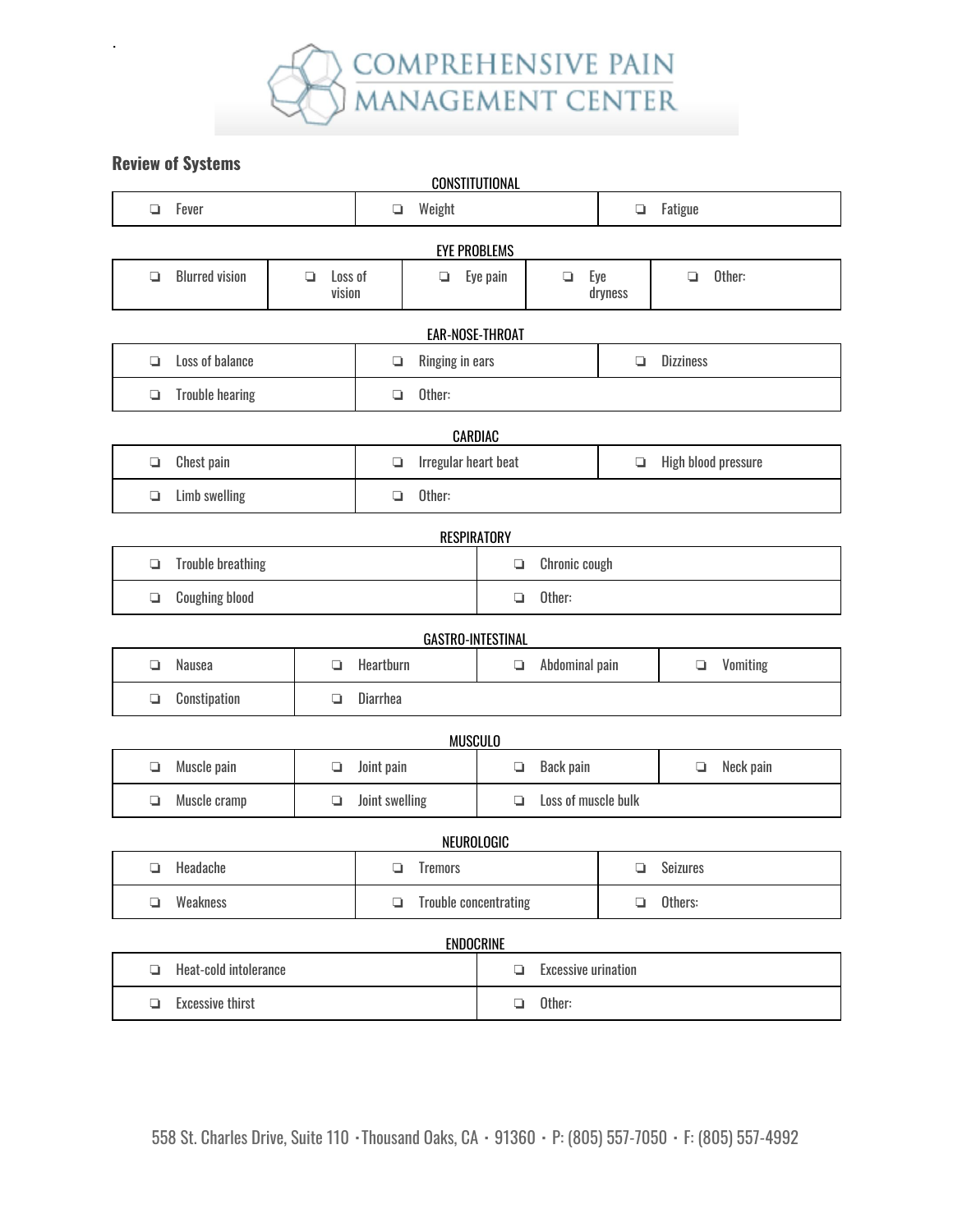# COMPREHENSIVE PAIN MANAGEMENT CENTER

## Review of Systems

CONSTITUTIONAL

| | | |
|---|---|---|
| ❑ Fever | ❑ Weight | ❑ Fatigue |

EYE PROBLEMS

| | | | | |
|---|---|---|---|---|
| ❑ Blurred vision | ❑ Loss of vision | ❑ Eye pain | ❑ Eye dryness | ❑ Other: |

EAR-NOSE-THROAT

| | | |
|---|---|---|
| ❑ Loss of balance | ❑ Ringing in ears | ❑ Dizziness |
| ❑ Trouble hearing | ❑ Other: | |

CARDIAC

| | | |
|---|---|---|
| ❑ Chest pain | ❑ Irregular heart beat | ❑ High blood pressure |
| ❑ Limb swelling | ❑ Other: | |

RESPIRATORY

| | |
|---|---|
| ❑ Trouble breathing | ❑ Chronic cough |
| ❑ Coughing blood | ❑ Other: |

GASTRO-INTESTINAL

| | | | |
|---|---|---|---|
| ❑ Nausea | ❑ Heartburn | ❑ Abdominal pain | ❑ Vomiting |
| ❑ Constipation | ❑ Diarrhea | | |

MUSCULO

| | | | |
|---|---|---|---|
| ❑ Muscle pain | ❑ Joint pain | ❑ Back pain | ❑ Neck pain |
| ❑ Muscle cramp | ❑ Joint swelling | ❑ Loss of muscle bulk | |

NEUROLOGIC

| | | |
|---|---|---|
| ❑ Headache | ❑ Tremors | ❑ Seizures |
| ❑ Weakness | ❑ Trouble concentrating | ❑ Others: |

ENDOCRINE

| | |
|---|---|
| ❑ Heat-cold intolerance | ❑ Excessive urination |
| ❑ Excessive thirst | ❑ Other: |

558 St. Charles Drive, Suite 110 · Thousand Oaks, CA · 91360 · P: (805) 557-7050 · F: (805) 557-4992